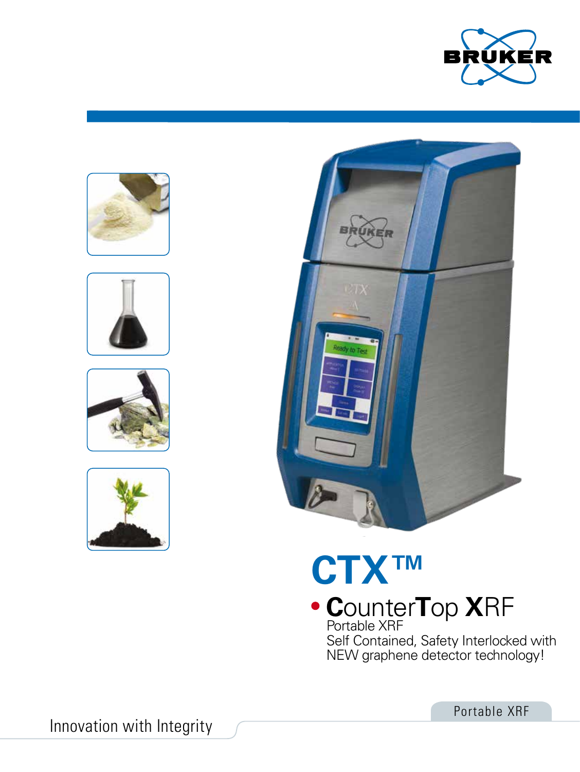# CTX™

## • CounterTop XRF

Portable XRF
Self Contained, Safety Interlocked with NEW graphene detector technology!

Innovation with Integrity

Portable XRF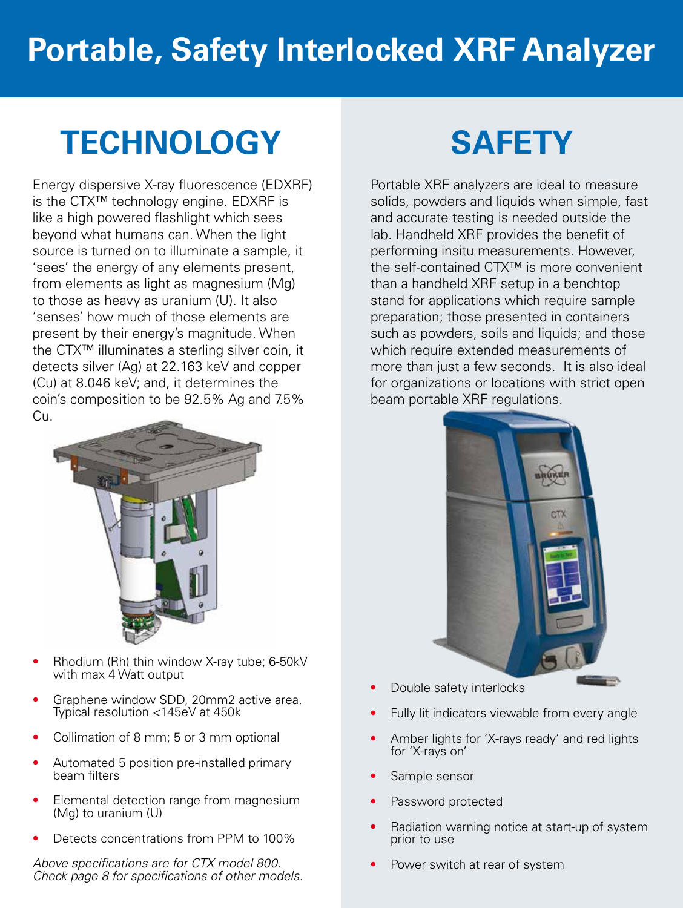# Portable, Safety Interlocked XRF Analyzer

## TECHNOLOGY

Energy dispersive X-ray fluorescence (EDXRF) is the CTX™ technology engine. EDXRF is like a high powered flashlight which sees beyond what humans can. When the light source is turned on to illuminate a sample, it 'sees' the energy of any elements present, from elements as light as magnesium (Mg) to those as heavy as uranium (U). It also 'senses' how much of those elements are present by their energy's magnitude. When the CTX™ illuminates a sterling silver coin, it detects silver (Ag) at 22.163 keV and copper (Cu) at 8.046 keV; and, it determines the coin's composition to be 92.5% Ag and 7.5% Cu.

- Rhodium (Rh) thin window X-ray tube; 6-50kV with max 4 Watt output
- Graphene window SDD, 20mm2 active area. Typical resolution <145eV at 450k
- Collimation of 8 mm; 5 or 3 mm optional
- Automated 5 position pre-installed primary beam filters
- Elemental detection range from magnesium (Mg) to uranium (U)
- Detects concentrations from PPM to 100%

*Above specifications are for CTX model 800. Check page 8 for specifications of other models.*

## SAFETY

Portable XRF analyzers are ideal to measure solids, powders and liquids when simple, fast and accurate testing is needed outside the lab. Handheld XRF provides the benefit of performing insitu measurements. However, the self-contained CTX™ is more convenient than a handheld XRF setup in a benchtop stand for applications which require sample preparation; those presented in containers such as powders, soils and liquids; and those which require extended measurements of more than just a few seconds. It is also ideal for organizations or locations with strict open beam portable XRF regulations.

- Double safety interlocks
- Fully lit indicators viewable from every angle
- Amber lights for 'X-rays ready' and red lights for 'X-rays on'
- Sample sensor
- Password protected
- Radiation warning notice at start-up of system prior to use
- Power switch at rear of system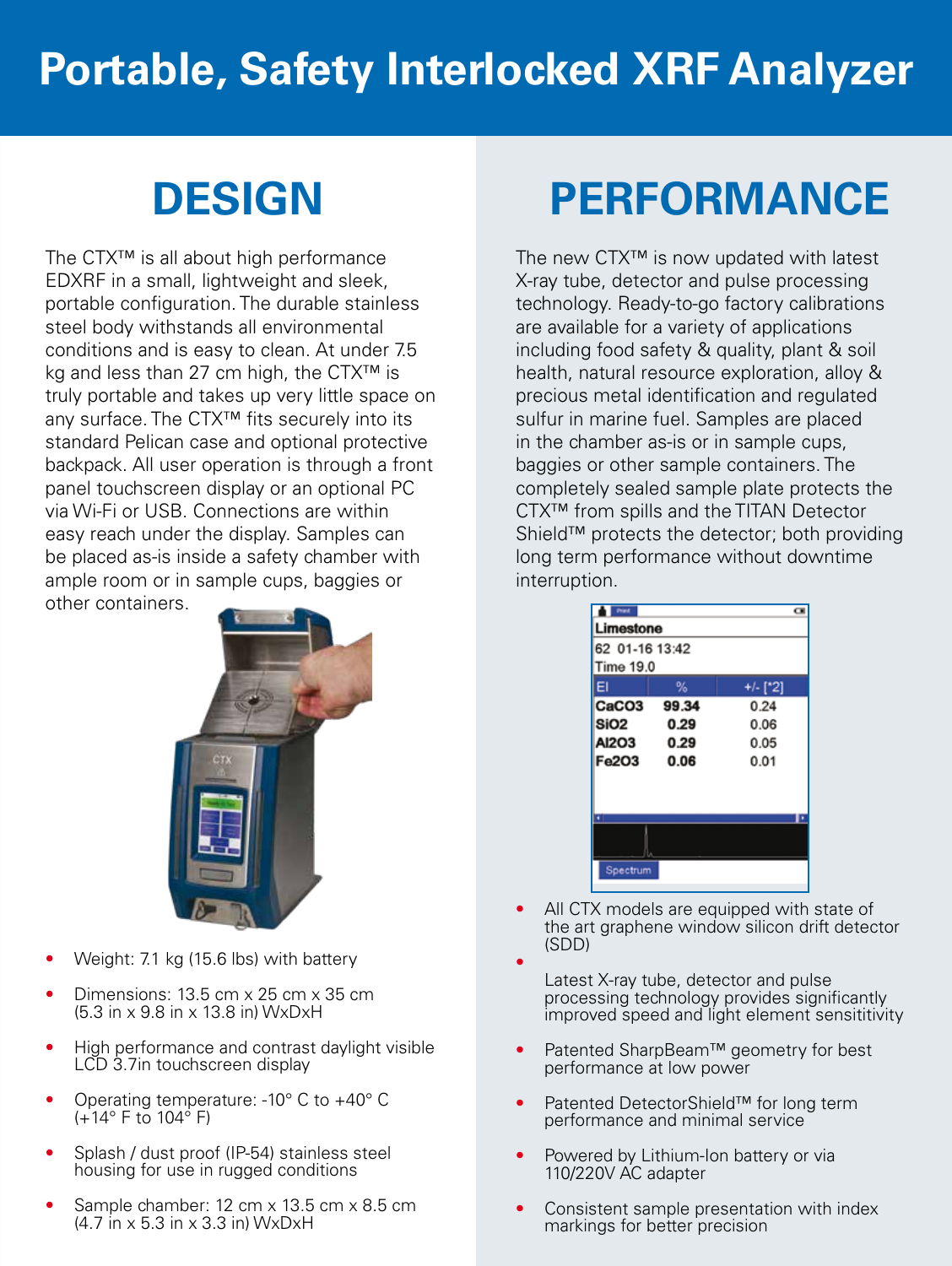# Portable, Safety Interlocked XRF Analyzer

## DESIGN

The CTX™ is all about high performance EDXRF in a small, lightweight and sleek, portable configuration. The durable stainless steel body withstands all environmental conditions and is easy to clean. At under 7.5 kg and less than 27 cm high, the CTX™ is truly portable and takes up very little space on any surface. The CTX™ fits securely into its standard Pelican case and optional protective backpack. All user operation is through a front panel touchscreen display or an optional PC via Wi-Fi or USB. Connections are within easy reach under the display. Samples can be placed as-is inside a safety chamber with ample room or in sample cups, baggies or other containers.

- Weight: 7.1 kg (15.6 lbs) with battery
- Dimensions: 13.5 cm x 25 cm x 35 cm (5.3 in x 9.8 in x 13.8 in) WxDxH
- High performance and contrast daylight visible LCD 3.7in touchscreen display
- Operating temperature: -10° C to +40° C (+14° F to 104° F)
- Splash / dust proof (IP-54) stainless steel housing for use in rugged conditions
- Sample chamber: 12 cm x 13.5 cm x 8.5 cm (4.7 in x 5.3 in x 3.3 in) WxDxH

## PERFORMANCE

The new CTX™ is now updated with latest X-ray tube, detector and pulse processing technology. Ready-to-go factory calibrations are available for a variety of applications including food safety & quality, plant & soil health, natural resource exploration, alloy & precious metal identification and regulated sulfur in marine fuel. Samples are placed in the chamber as-is or in sample cups, baggies or other sample containers. The completely sealed sample plate protects the CTX™ from spills and the TITAN Detector Shield™ protects the detector; both providing long term performance without downtime interruption.

Limestone
62 01-16 13:42
Time 19.0

| El | % | +/- [*2] |
|---|---|---|
| $CaCO_3$ | 99.34 | 0.24 |
| $SiO_2$ | 0.29 | 0.06 |
| $Al_2O_3$ | 0.29 | 0.05 |
| $Fe_2O_3$ | 0.06 | 0.01 |

Spectrum

- All CTX models are equipped with state of the art graphene window silicon drift detector (SDD)
- Latest X-ray tube, detector and pulse processing technology provides significantly improved speed and light element sensititivity
- Patented SharpBeam™ geometry for best performance at low power
- Patented DetectorShield™ for long term performance and minimal service
- Powered by Lithium-Ion battery or via 110/220V AC adapter
- Consistent sample presentation with index markings for better precision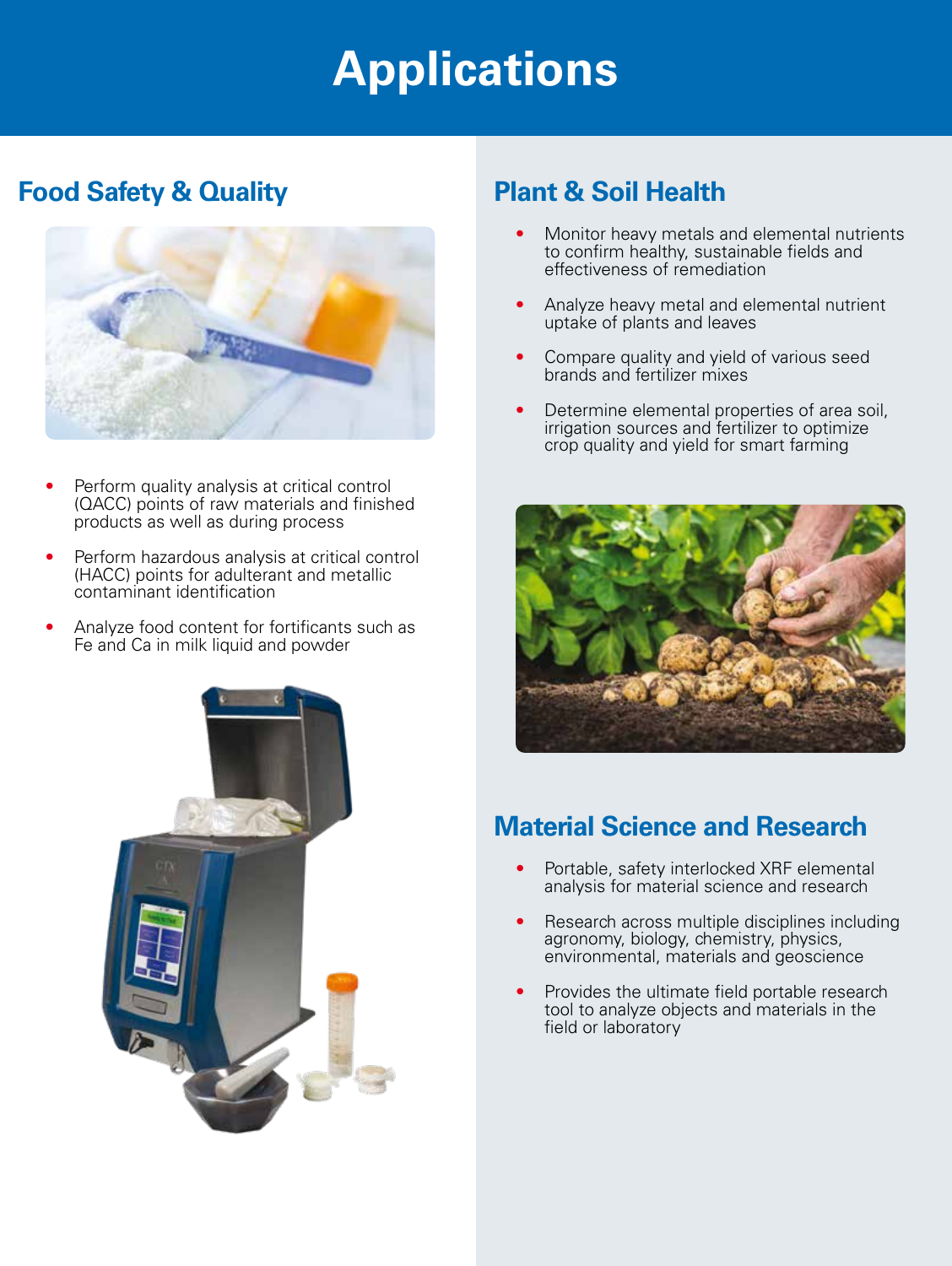# Applications

## Food Safety & Quality

- Perform quality analysis at critical control (QACC) points of raw materials and finished products as well as during process
- Perform hazardous analysis at critical control (HACC) points for adulterant and metallic contaminant identification
- Analyze food content for fortificants such as Fe and Ca in milk liquid and powder

## Plant & Soil Health

- Monitor heavy metals and elemental nutrients to confirm healthy, sustainable fields and effectiveness of remediation
- Analyze heavy metal and elemental nutrient uptake of plants and leaves
- Compare quality and yield of various seed brands and fertilizer mixes
- Determine elemental properties of area soil, irrigation sources and fertilizer to optimize crop quality and yield for smart farming

## Material Science and Research

- Portable, safety interlocked XRF elemental analysis for material science and research
- Research across multiple disciplines including agronomy, biology, chemistry, physics, environmental, materials and geoscience
- Provides the ultimate field portable research tool to analyze objects and materials in the field or laboratory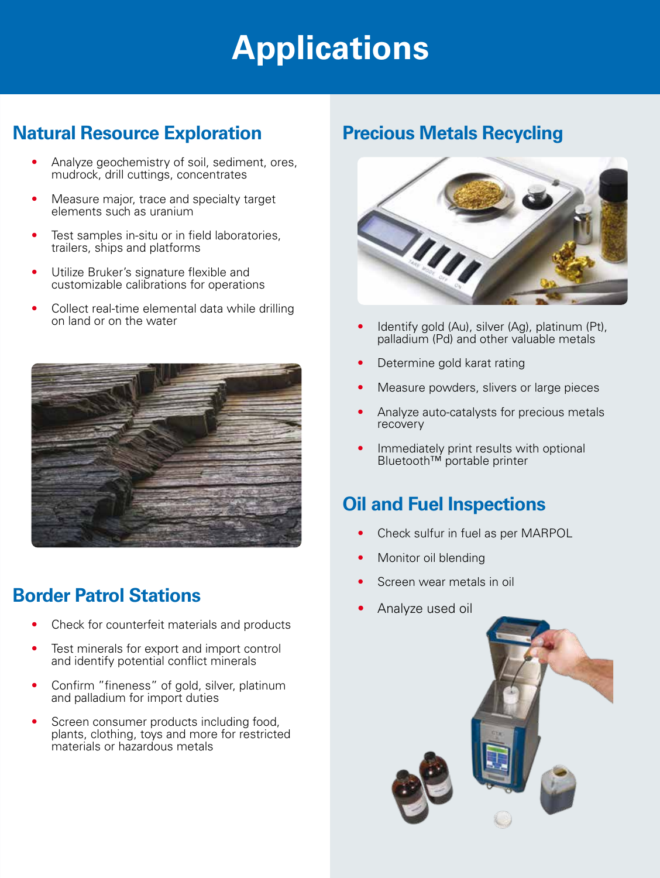# Applications

## Natural Resource Exploration

- Analyze geochemistry of soil, sediment, ores, mudrock, drill cuttings, concentrates
- Measure major, trace and specialty target elements such as uranium
- Test samples in-situ or in field laboratories, trailers, ships and platforms
- Utilize Bruker's signature flexible and customizable calibrations for operations
- Collect real-time elemental data while drilling on land or on the water

## Border Patrol Stations

- Check for counterfeit materials and products
- Test minerals for export and import control and identify potential conflict minerals
- Confirm "fineness" of gold, silver, platinum and palladium for import duties
- Screen consumer products including food, plants, clothing, toys and more for restricted materials or hazardous metals

## Precious Metals Recycling

- Identify gold (Au), silver (Ag), platinum (Pt), palladium (Pd) and other valuable metals
- Determine gold karat rating
- Measure powders, slivers or large pieces
- Analyze auto-catalysts for precious metals recovery
- Immediately print results with optional Bluetooth™ portable printer

## Oil and Fuel Inspections

- Check sulfur in fuel as per MARPOL
- Monitor oil blending
- Screen wear metals in oil
- Analyze used oil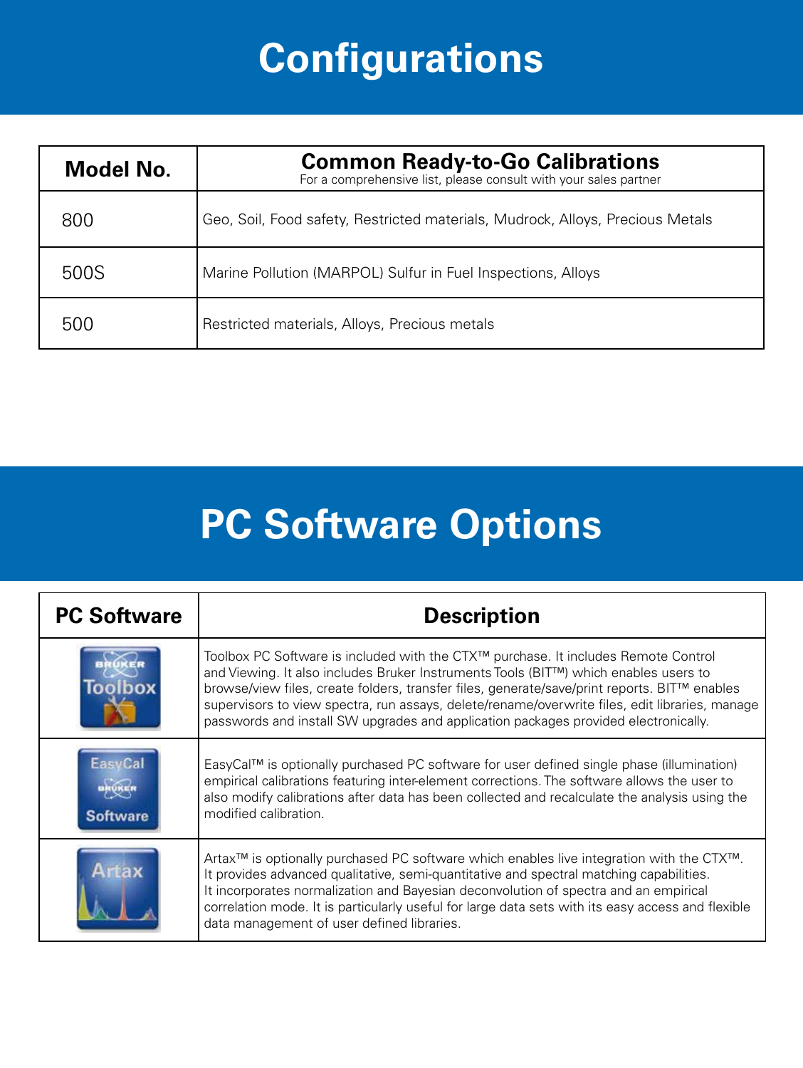# Configurations

| Model No. | Common Ready-to-Go Calibrations<br>For a comprehensive list, please consult with your sales partner |
|---|---|
| 800 | Geo, Soil, Food safety, Restricted materials, Mudrock, Alloys, Precious Metals |
| 500S | Marine Pollution (MARPOL) Sulfur in Fuel Inspections, Alloys |
| 500 | Restricted materials, Alloys, Precious metals |

# PC Software Options

| PC Software | Description |
|---|---|
| Bruker Toolbox | Toolbox PC Software is included with the CTX™ purchase. It includes Remote Control and Viewing. It also includes Bruker Instruments Tools (BIT™) which enables users to browse/view files, create folders, transfer files, generate/save/print reports. BIT™ enables supervisors to view spectra, run assays, delete/rename/overwrite files, edit libraries, manage passwords and install SW upgrades and application packages provided electronically. |
| EasyCal Bruker Software | EasyCal™ is optionally purchased PC software for user defined single phase (illumination) empirical calibrations featuring inter-element corrections. The software allows the user to also modify calibrations after data has been collected and recalculate the analysis using the modified calibration. |
| Artax | Artax™ is optionally purchased PC software which enables live integration with the CTX™. It provides advanced qualitative, semi-quantitative and spectral matching capabilities. It incorporates normalization and Bayesian deconvolution of spectra and an empirical correlation mode. It is particularly useful for large data sets with its easy access and flexible data management of user defined libraries. |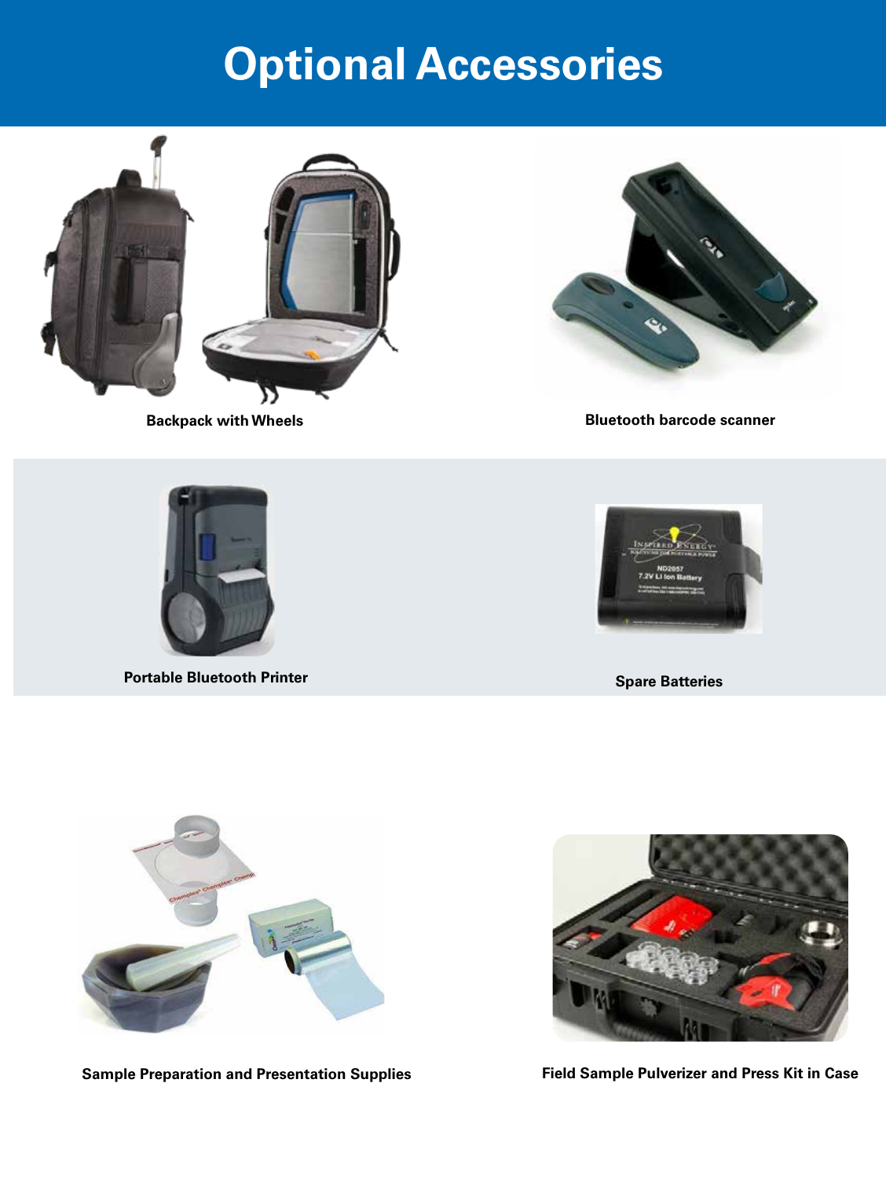# Optional Accessories

**Backpack with Wheels**

**Bluetooth barcode scanner**

**Portable Bluetooth Printer**

**Spare Batteries**

**Sample Preparation and Presentation Supplies**

**Field Sample Pulverizer and Press Kit in Case**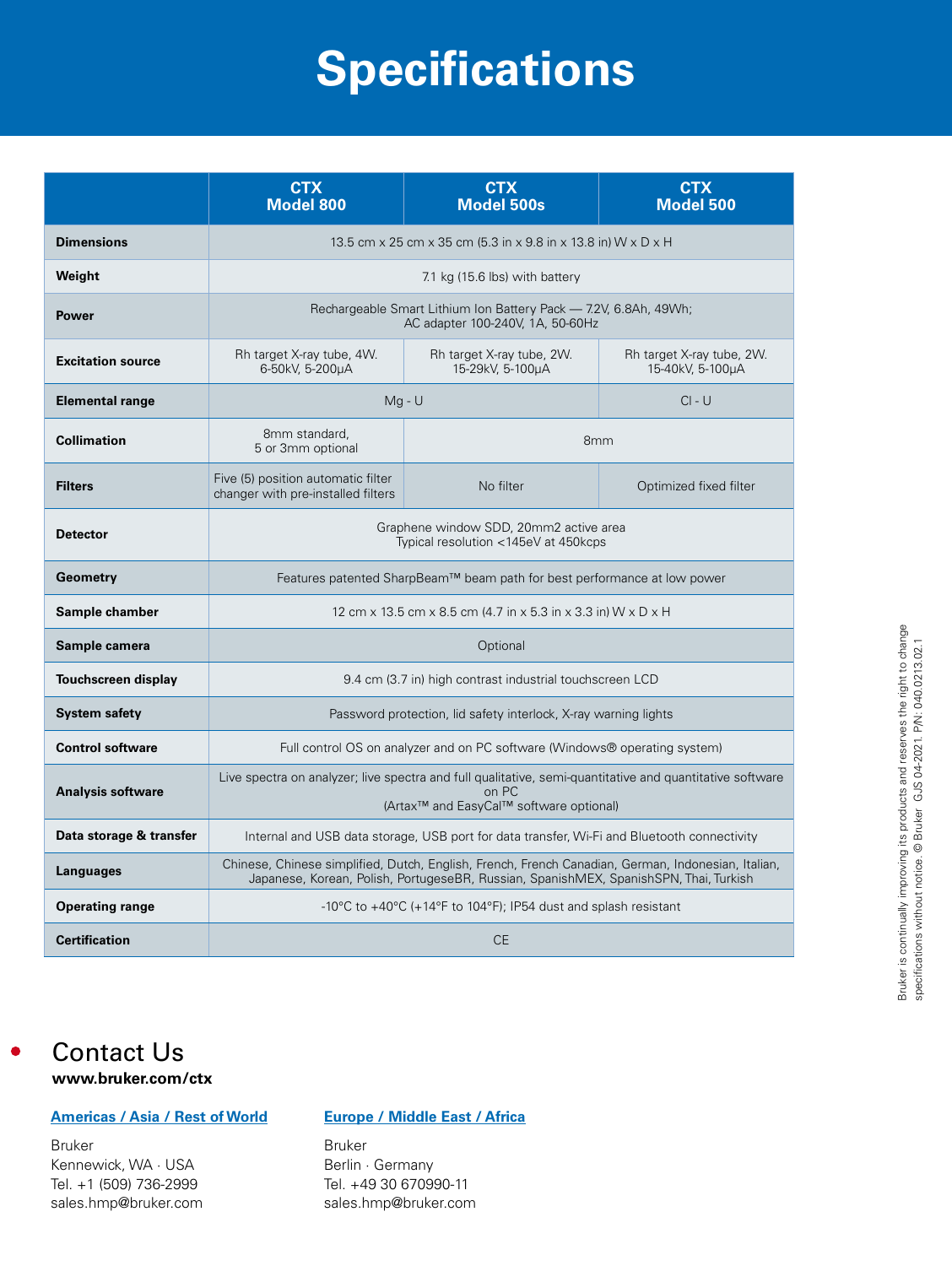# Specifications

| | CTX Model 800 | CTX Model 500s | CTX Model 500 |
|---|---|---|---|
| **Dimensions** | 13.5 cm x 25 cm x 35 cm (5.3 in x 9.8 in x 13.8 in) W x D x H | | |
| **Weight** | 7.1 kg (15.6 lbs) with battery | | |
| **Power** | Rechargeable Smart Lithium Ion Battery Pack — 7.2V, 6.8Ah, 49Wh; AC adapter 100-240V, 1A, 50-60Hz | | |
| **Excitation source** | Rh target X-ray tube, 4W. 6-50kV, 5-200µA | Rh target X-ray tube, 2W. 15-29kV, 5-100µA | Rh target X-ray tube, 2W. 15-40kV, 5-100µA |
| **Elemental range** | Mg - U | | Cl - U |
| **Collimation** | 8mm standard, 5 or 3mm optional | 8mm | |
| **Filters** | Five (5) position automatic filter changer with pre-installed filters | No filter | Optimized fixed filter |
| **Detector** | Graphene window SDD, 20mm2 active area Typical resolution <145eV at 450kcps | | |
| **Geometry** | Features patented SharpBeam™ beam path for best performance at low power | | |
| **Sample chamber** | 12 cm x 13.5 cm x 8.5 cm (4.7 in x 5.3 in x 3.3 in) W x D x H | | |
| **Sample camera** | Optional | | |
| **Touchscreen display** | 9.4 cm (3.7 in) high contrast industrial touchscreen LCD | | |
| **System safety** | Password protection, lid safety interlock, X-ray warning lights | | |
| **Control software** | Full control OS on analyzer and on PC software (Windows® operating system) | | |
| **Analysis software** | Live spectra on analyzer; live spectra and full qualitative, semi-quantitative and quantitative software on PC (Artax™ and EasyCal™ software optional) | | |
| **Data storage & transfer** | Internal and USB data storage, USB port for data transfer, Wi-Fi and Bluetooth connectivity | | |
| **Languages** | Chinese, Chinese simplified, Dutch, English, French, French Canadian, German, Indonesian, Italian, Japanese, Korean, Polish, PortugeseBR, Russian, SpanishMEX, SpanishSPN, Thai, Turkish | | |
| **Operating range** | -10°C to +40°C (+14°F to 104°F); IP54 dust and splash resistant | | |
| **Certification** | CE | | |

Bruker is continually improving its products and reserves the right to change specifications without notice. © Bruker GJS 04-2021. P/N: 040.0213.02.1

## Contact Us

**www.bruker.com/ctx**

**Americas / Asia / Rest of World**

Bruker
Kennewick, WA · USA
Tel. +1 (509) 736-2999
sales.hmp@bruker.com

**Europe / Middle East / Africa**

Bruker
Berlin · Germany
Tel. +49 30 670990-11
sales.hmp@bruker.com